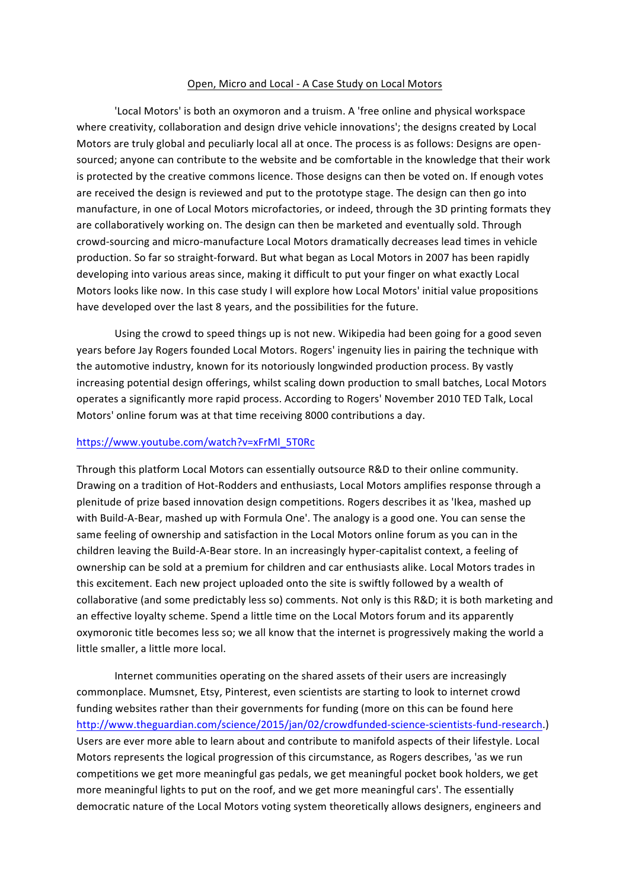# Open, Micro and Local - A Case Study on Local Motors

'Local Motors' is both an oxymoron and a truism. A 'free online and physical workspace where creativity, collaboration and design drive vehicle innovations'; the designs created by Local Motors are truly global and peculiarly local all at once. The process is as follows: Designs are open-sourced; anyone can contribute to the website and be comfortable in the knowledge that their work is protected by the creative commons licence. Those designs can then be voted on. If enough votes are received the design is reviewed and put to the prototype stage. The design can then go into manufacture, in one of Local Motors microfactories, or indeed, through the 3D printing formats they are collaboratively working on. The design can then be marketed and eventually sold. Through crowd-sourcing and micro-manufacture Local Motors dramatically decreases lead times in vehicle production. So far so straight-forward. But what began as Local Motors in 2007 has been rapidly developing into various areas since, making it difficult to put your finger on what exactly Local Motors looks like now. In this case study I will explore how Local Motors' initial value propositions have developed over the last 8 years, and the possibilities for the future.

Using the crowd to speed things up is not new. Wikipedia had been going for a good seven years before Jay Rogers founded Local Motors. Rogers' ingenuity lies in pairing the technique with the automotive industry, known for its notoriously longwinded production process. By vastly increasing potential design offerings, whilst scaling down production to small batches, Local Motors operates a significantly more rapid process. According to Rogers' November 2010 TED Talk, Local Motors' online forum was at that time receiving 8000 contributions a day.

https://www.youtube.com/watch?v=xFrMl_5T0Rc

Through this platform Local Motors can essentially outsource R&D to their online community. Drawing on a tradition of Hot-Rodders and enthusiasts, Local Motors amplifies response through a plenitude of prize based innovation design competitions. Rogers describes it as 'Ikea, mashed up with Build-A-Bear, mashed up with Formula One'. The analogy is a good one. You can sense the same feeling of ownership and satisfaction in the Local Motors online forum as you can in the children leaving the Build-A-Bear store. In an increasingly hyper-capitalist context, a feeling of ownership can be sold at a premium for children and car enthusiasts alike. Local Motors trades in this excitement. Each new project uploaded onto the site is swiftly followed by a wealth of collaborative (and some predictably less so) comments. Not only is this R&D; it is both marketing and an effective loyalty scheme. Spend a little time on the Local Motors forum and its apparently oxymoronic title becomes less so; we all know that the internet is progressively making the world a little smaller, a little more local.

Internet communities operating on the shared assets of their users are increasingly commonplace. Mumsnet, Etsy, Pinterest, even scientists are starting to look to internet crowd funding websites rather than their governments for funding (more on this can be found here http://www.theguardian.com/science/2015/jan/02/crowdfunded-science-scientists-fund-research.) Users are ever more able to learn about and contribute to manifold aspects of their lifestyle. Local Motors represents the logical progression of this circumstance, as Rogers describes, 'as we run competitions we get more meaningful gas pedals, we get meaningful pocket book holders, we get more meaningful lights to put on the roof, and we get more meaningful cars'. The essentially democratic nature of the Local Motors voting system theoretically allows designers, engineers and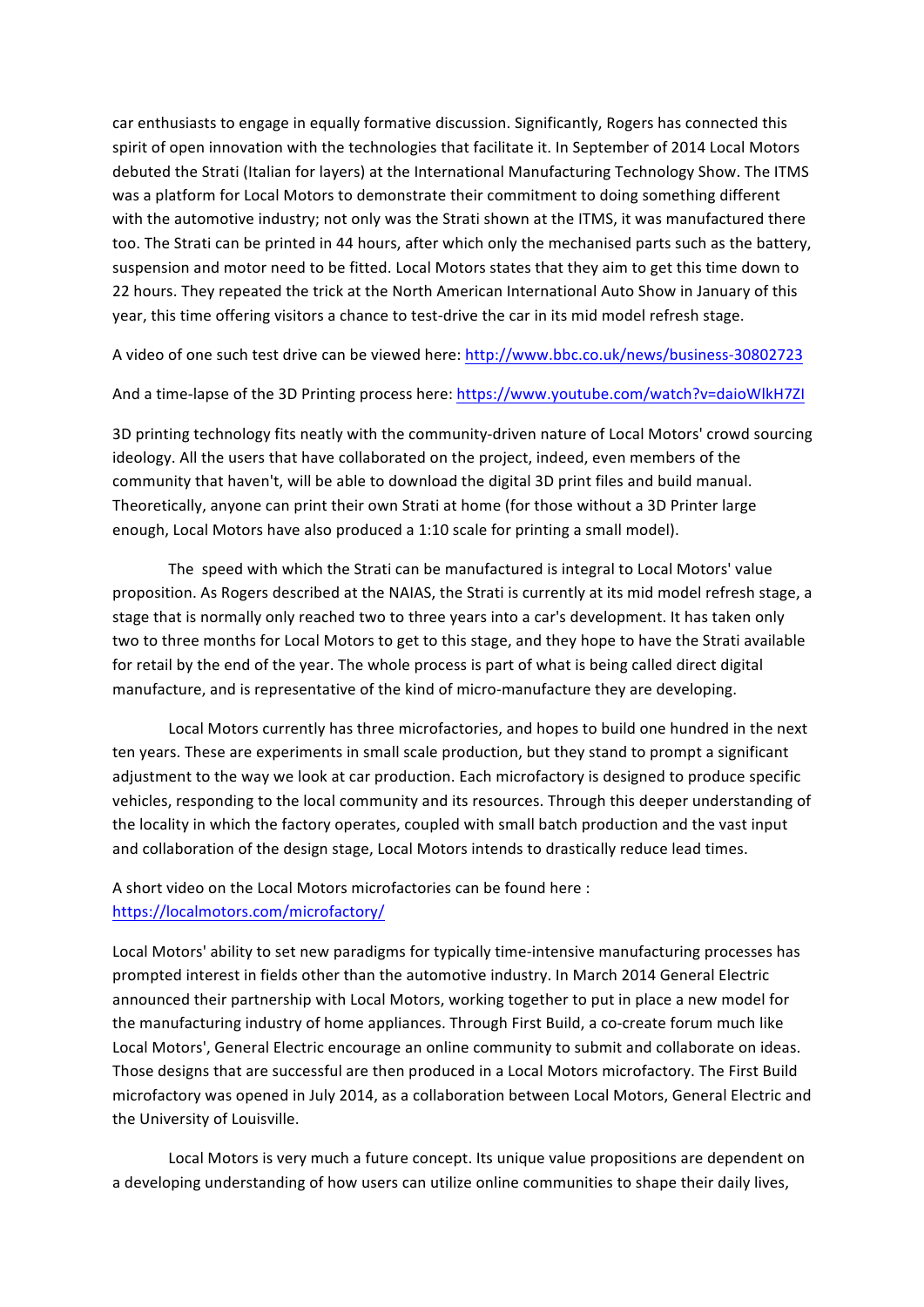car enthusiasts to engage in equally formative discussion. Significantly, Rogers has connected this spirit of open innovation with the technologies that facilitate it. In September of 2014 Local Motors debuted the Strati (Italian for layers) at the International Manufacturing Technology Show. The ITMS was a platform for Local Motors to demonstrate their commitment to doing something different with the automotive industry; not only was the Strati shown at the ITMS, it was manufactured there too. The Strati can be printed in 44 hours, after which only the mechanised parts such as the battery, suspension and motor need to be fitted. Local Motors states that they aim to get this time down to 22 hours. They repeated the trick at the North American International Auto Show in January of this year, this time offering visitors a chance to test-drive the car in its mid model refresh stage.

A video of one such test drive can be viewed here: http://www.bbc.co.uk/news/business-30802723

And a time-lapse of the 3D Printing process here: https://www.youtube.com/watch?v=daioWlkH7ZI

3D printing technology fits neatly with the community-driven nature of Local Motors' crowd sourcing ideology. All the users that have collaborated on the project, indeed, even members of the community that haven't, will be able to download the digital 3D print files and build manual. Theoretically, anyone can print their own Strati at home (for those without a 3D Printer large enough, Local Motors have also produced a 1:10 scale for printing a small model).

The speed with which the Strati can be manufactured is integral to Local Motors' value proposition. As Rogers described at the NAIAS, the Strati is currently at its mid model refresh stage, a stage that is normally only reached two to three years into a car's development. It has taken only two to three months for Local Motors to get to this stage, and they hope to have the Strati available for retail by the end of the year. The whole process is part of what is being called direct digital manufacture, and is representative of the kind of micro-manufacture they are developing.

Local Motors currently has three microfactories, and hopes to build one hundred in the next ten years. These are experiments in small scale production, but they stand to prompt a significant adjustment to the way we look at car production. Each microfactory is designed to produce specific vehicles, responding to the local community and its resources. Through this deeper understanding of the locality in which the factory operates, coupled with small batch production and the vast input and collaboration of the design stage, Local Motors intends to drastically reduce lead times.

A short video on the Local Motors microfactories can be found here : https://localmotors.com/microfactory/

Local Motors' ability to set new paradigms for typically time-intensive manufacturing processes has prompted interest in fields other than the automotive industry. In March 2014 General Electric announced their partnership with Local Motors, working together to put in place a new model for the manufacturing industry of home appliances. Through First Build, a co-create forum much like Local Motors', General Electric encourage an online community to submit and collaborate on ideas. Those designs that are successful are then produced in a Local Motors microfactory. The First Build microfactory was opened in July 2014, as a collaboration between Local Motors, General Electric and the University of Louisville.

Local Motors is very much a future concept. Its unique value propositions are dependent on a developing understanding of how users can utilize online communities to shape their daily lives,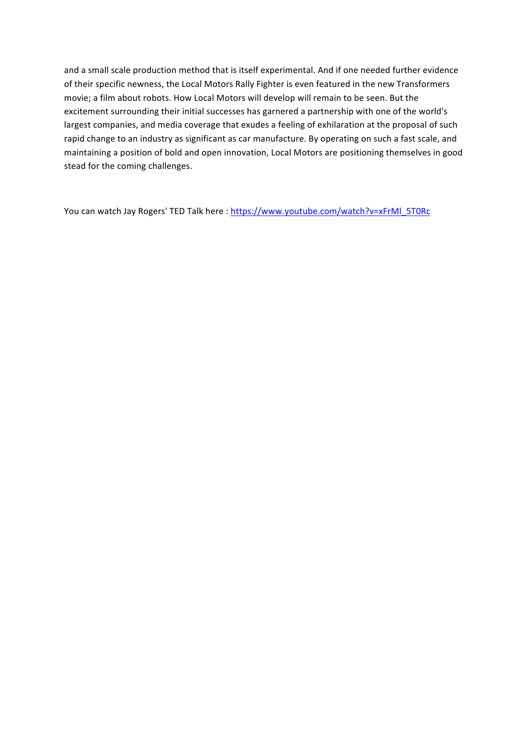and a small scale production method that is itself experimental. And if one needed further evidence of their specific newness, the Local Motors Rally Fighter is even featured in the new Transformers movie; a film about robots. How Local Motors will develop will remain to be seen. But the excitement surrounding their initial successes has garnered a partnership with one of the world's largest companies, and media coverage that exudes a feeling of exhilaration at the proposal of such rapid change to an industry as significant as car manufacture. By operating on such a fast scale, and maintaining a position of bold and open innovation, Local Motors are positioning themselves in good stead for the coming challenges.

You can watch Jay Rogers' TED Talk here : [https://www.youtube.com/watch?v=xFrMl_5T0Rc](https://www.youtube.com/watch?v=xFrMl_5T0Rc)